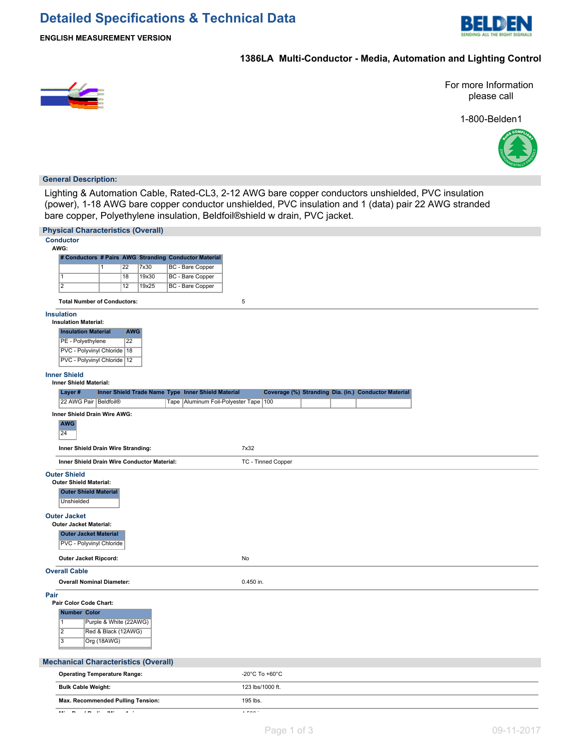# Detailed Specifications & Technical Data

**ENGLISH MEASUREMENT VERSION**

## 1386LA Multi-Conductor - Media, Automation and Lighting Control

For more Information please call

1-800-Belden1

### General Description:

Lighting & Automation Cable, Rated-CL3, 2-12 AWG bare copper conductors unshielded, PVC insulation (power), 1-18 AWG bare copper conductor unshielded, PVC insulation and 1 (data) pair 22 AWG stranded bare copper, Polyethylene insulation, Beldfoil®shield w drain, PVC jacket.

### Physical Characteristics (Overall)

#### Conductor

**AWG:**

| # Conductors | # Pairs | AWG | Stranding | Conductor Material |
|---|---|---|---|---|
| | 1 | 22 | 7x30 | BC - Bare Copper |
| 1 | | 18 | 19x30 | BC - Bare Copper |
| 2 | | 12 | 19x25 | BC - Bare Copper |

**Total Number of Conductors:** 5

#### Insulation

**Insulation Material:**

| Insulation Material | AWG |
|---|---|
| PE - Polyethylene | 22 |
| PVC - Polyvinyl Chloride | 18 |
| PVC - Polyvinyl Chloride | 12 |

#### Inner Shield

**Inner Shield Material:**

| Layer # | Inner Shield Trade Name | Type | Inner Shield Material | Coverage (%) | Stranding | Dia. (in.) | Conductor Material |
|---|---|---|---|---|---|---|---|
| 22 AWG Pair | Beldfoil® | Tape | Aluminum Foil-Polyester Tape | 100 | | | |

**Inner Shield Drain Wire AWG:**

| AWG |
|---|
| 24 |

**Inner Shield Drain Wire Stranding:** 7x32

**Inner Shield Drain Wire Conductor Material:** TC - Tinned Copper

#### Outer Shield

**Outer Shield Material:**

| Outer Shield Material |
|---|
| Unshielded |

#### Outer Jacket

**Outer Jacket Material:**

| Outer Jacket Material |
|---|
| PVC - Polyvinyl Chloride |

**Outer Jacket Ripcord:** No

#### Overall Cable

**Overall Nominal Diameter:** 0.450 in.

#### Pair

**Pair Color Code Chart:**

| Number | Color |
|---|---|
| 1 | Purple & White (22AWG) |
| 2 | Red & Black (12AWG) |
| 3 | Org (18AWG) |

### Mechanical Characteristics (Overall)

**Operating Temperature Range:** -20°C To +60°C

**Bulk Cable Weight:** 123 lbs/1000 ft.

**Max. Recommended Pulling Tension:** 195 lbs.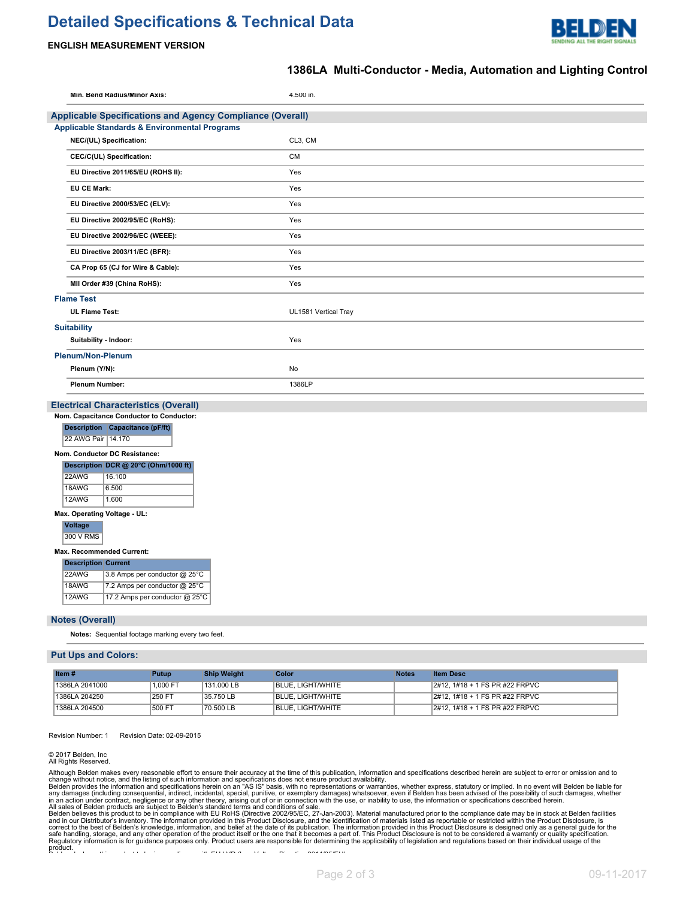| | |
|---|---|
| **Min. Bend Radius/Minor Axis:** | 4.500 in. |

## Applicable Specifications and Agency Compliance (Overall)

### Applicable Standards & Environmental Programs

| | |
|---|---|
| **NEC/(UL) Specification:** | CL3, CM |
| **CEC/C(UL) Specification:** | CM |
| **EU Directive 2011/65/EU (ROHS II):** | Yes |
| **EU CE Mark:** | Yes |
| **EU Directive 2000/53/EC (ELV):** | Yes |
| **EU Directive 2002/95/EC (RoHS):** | Yes |
| **EU Directive 2002/96/EC (WEEE):** | Yes |
| **EU Directive 2003/11/EC (BFR):** | Yes |
| **CA Prop 65 (CJ for Wire & Cable):** | Yes |
| **MII Order #39 (China RoHS):** | Yes |

### Flame Test

| | |
|---|---|
| **UL Flame Test:** | UL1581 Vertical Tray |

### Suitability

| | |
|---|---|
| **Suitability - Indoor:** | Yes |

### Plenum/Non-Plenum

| | |
|---|---|
| **Plenum (Y/N):** | No |
| **Plenum Number:** | 1386LP |

## Electrical Characteristics (Overall)

**Nom. Capacitance Conductor to Conductor:**

| Description | Capacitance (pF/ft) |
|---|---|
| 22 AWG Pair | 14.170 |

**Nom. Conductor DC Resistance:**

| Description | DCR @ 20°C (Ohm/1000 ft) |
|---|---|
| 22AWG | 16.100 |
| 18AWG | 6.500 |
| 12AWG | 1.600 |

**Max. Operating Voltage - UL:**

| Voltage |
|---|
| 300 V RMS |

**Max. Recommended Current:**

| Description | Current |
|---|---|
| 22AWG | 3.8 Amps per conductor @ 25°C |
| 18AWG | 7.2 Amps per conductor @ 25°C |
| 12AWG | 17.2 Amps per conductor @ 25°C |

## Notes (Overall)

**Notes:** Sequential footage marking every two feet.

## Put Ups and Colors:

| Item # | Putup | Ship Weight | Color | Notes | Item Desc |
|---|---|---|---|---|---|
| 1386LA 2041000 | 1,000 FT | 131.000 LB | BLUE, LIGHT/WHITE | | 2#12, 1#18 + 1 FS PR #22 FRPVC |
| 1386LA 204250 | 250 FT | 35.750 LB | BLUE, LIGHT/WHITE | | 2#12, 1#18 + 1 FS PR #22 FRPVC |
| 1386LA 204500 | 500 FT | 70.500 LB | BLUE, LIGHT/WHITE | | 2#12, 1#18 + 1 FS PR #22 FRPVC |

Revision Number: 1 Revision Date: 02-09-2015

© 2017 Belden, Inc
All Rights Reserved.

Although Belden makes every reasonable effort to ensure their accuracy at the time of this publication, information and specifications described herein are subject to error or omission and to change without notice, and the listing of such information and specifications does not ensure product availability.
Belden provides the information and specifications herein on an "AS IS" basis, with no representations or warranties, whether express, statutory or implied. In no event will Belden be liable for any damages (including consequential, indirect, incidental, special, punitive, or exemplary damages) whatsoever, even if Belden has been advised of the possibility of such damages, whether in an action under contract, negligence or any other theory, arising out of or in connection with the use, or inability to use, the information or specifications described herein.
All sales of Belden products are subject to Belden's standard terms and conditions of sale.
Belden believes this product to be in compliance with EU RoHS (Directive 2002/95/EC, 27-Jan-2003). Material manufactured prior to the compliance date may be in stock at Belden facilities and in our Distributor's inventory. The information provided in this Product Disclosure, and the identification of materials listed as reportable or restricted within the Product Disclosure, is correct to the best of Belden's knowledge, information, and belief at the date of its publication. The information provided in this Product Disclosure is designed only as a general guide for the safe handling, storage, and any other operation of the product itself or the one that it becomes a part of. This Product Disclosure is not to be considered a warranty or quality specification. Regulatory information is for guidance purposes only. Product users are responsible for determining the applicability of legislation and regulations based on their individual usage of the product.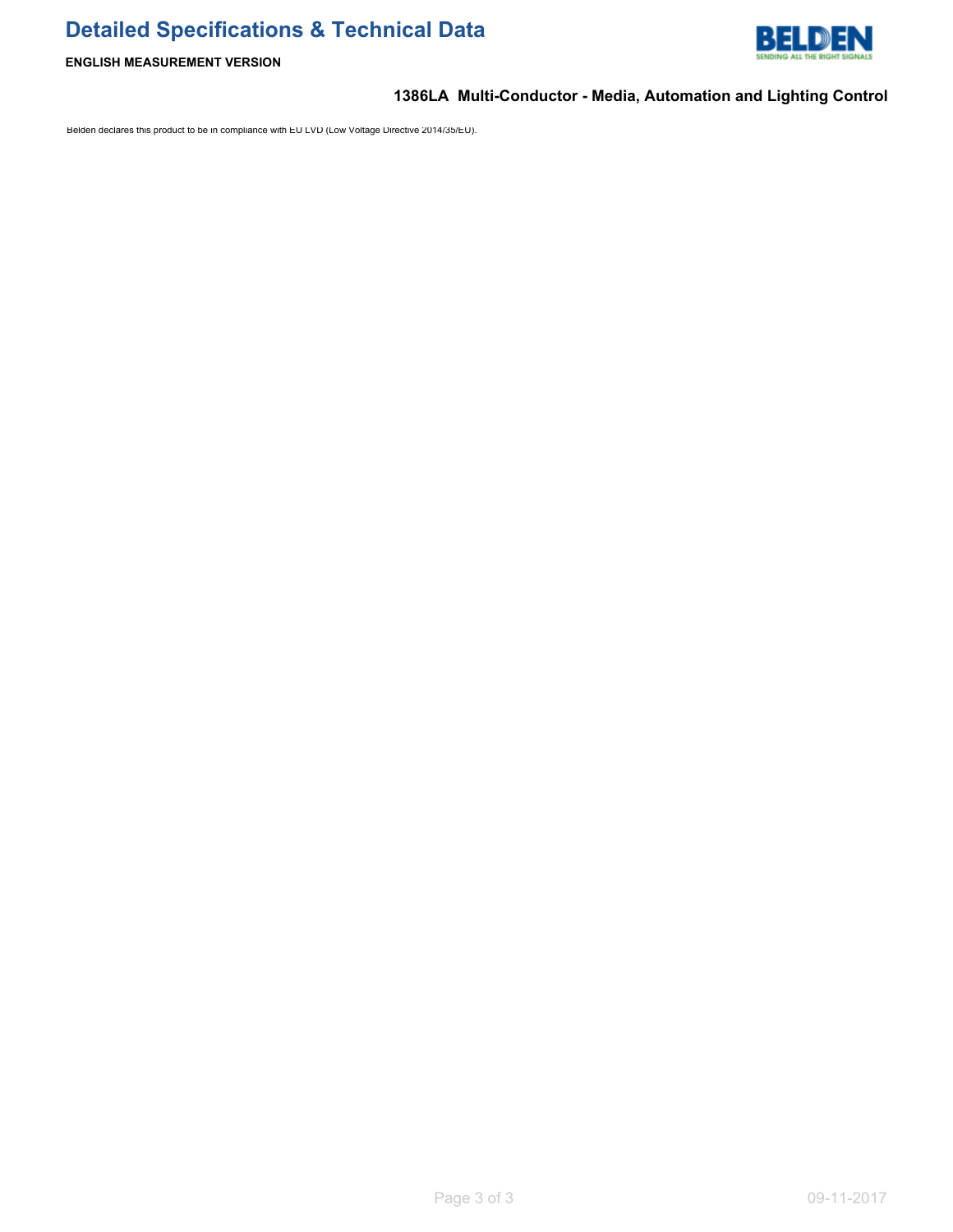Belden declares this product to be in compliance with EU LVD (Low Voltage Directive 2014/35/EU).